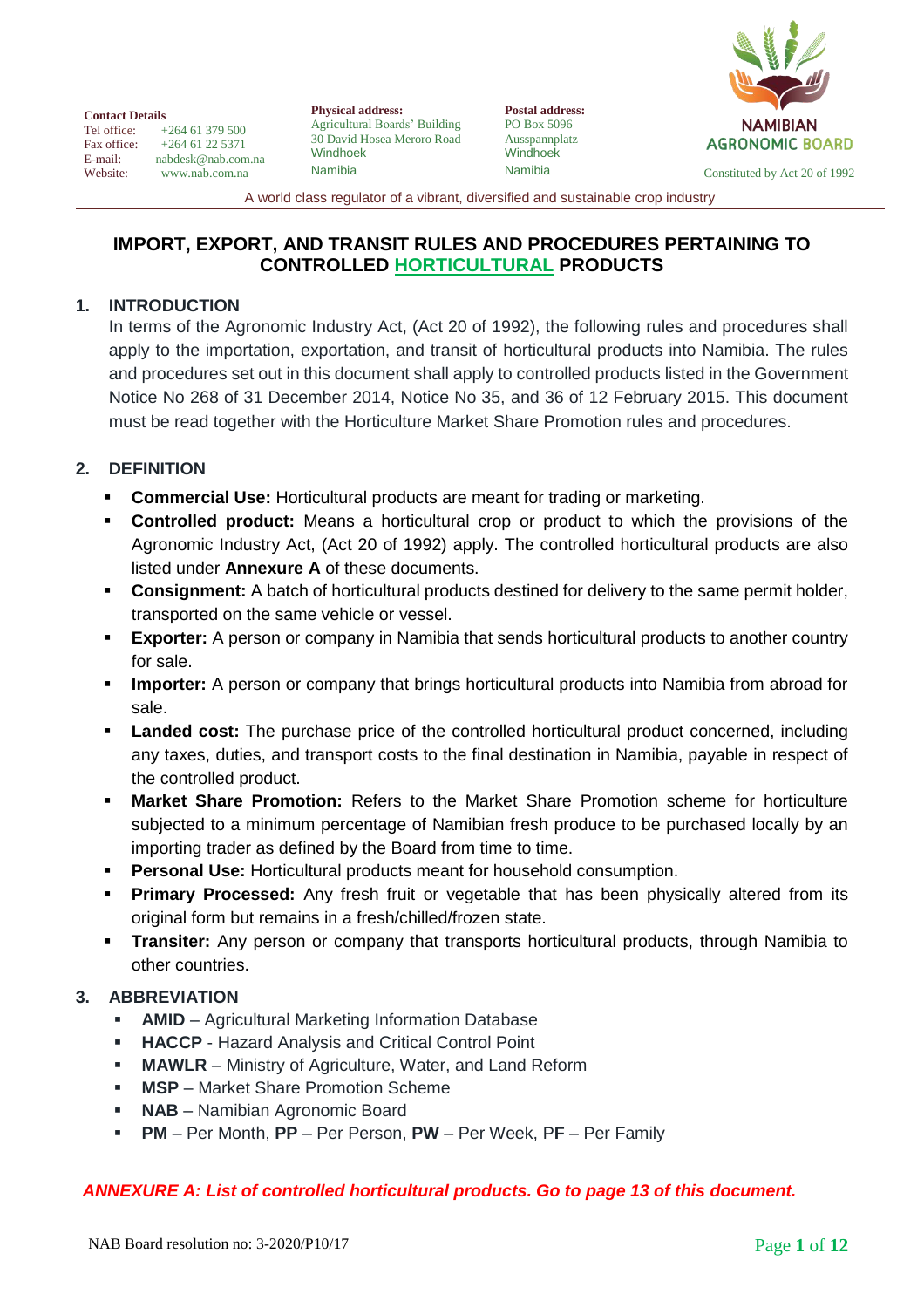**Contact Details**
Tel office: +264 61 379 500
Fax office: +264 61 22 5371
E-mail: nabdesk@nab.com.na
Website: www.nab.com.na

**Physical address:**
Agricultural Boards' Building
30 David Hosea Meroro Road
Windhoek
Namibia

**Postal address:**
PO Box 5096
Ausspannplatz
Windhoek
Namibia

NAMIBIAN AGRONOMIC BOARD
Constituted by Act 20 of 1992

A world class regulator of a vibrant, diversified and sustainable crop industry

# IMPORT, EXPORT, AND TRANSIT RULES AND PROCEDURES PERTAINING TO CONTROLLED HORTICULTURAL PRODUCTS

## 1. INTRODUCTION

In terms of the Agronomic Industry Act, (Act 20 of 1992), the following rules and procedures shall apply to the importation, exportation, and transit of horticultural products into Namibia. The rules and procedures set out in this document shall apply to controlled products listed in the Government Notice No 268 of 31 December 2014, Notice No 35, and 36 of 12 February 2015. This document must be read together with the Horticulture Market Share Promotion rules and procedures.

## 2. DEFINITION

- **Commercial Use:** Horticultural products are meant for trading or marketing.
- **Controlled product:** Means a horticultural crop or product to which the provisions of the Agronomic Industry Act, (Act 20 of 1992) apply. The controlled horticultural products are also listed under **Annexure A** of these documents.
- **Consignment:** A batch of horticultural products destined for delivery to the same permit holder, transported on the same vehicle or vessel.
- **Exporter:** A person or company in Namibia that sends horticultural products to another country for sale.
- **Importer:** A person or company that brings horticultural products into Namibia from abroad for sale.
- **Landed cost:** The purchase price of the controlled horticultural product concerned, including any taxes, duties, and transport costs to the final destination in Namibia, payable in respect of the controlled product.
- **Market Share Promotion:** Refers to the Market Share Promotion scheme for horticulture subjected to a minimum percentage of Namibian fresh produce to be purchased locally by an importing trader as defined by the Board from time to time.
- **Personal Use:** Horticultural products meant for household consumption.
- **Primary Processed:** Any fresh fruit or vegetable that has been physically altered from its original form but remains in a fresh/chilled/frozen state.
- **Transiter:** Any person or company that transports horticultural products, through Namibia to other countries.

## 3. ABBREVIATION

- **AMID** – Agricultural Marketing Information Database
- **HACCP** - Hazard Analysis and Critical Control Point
- **MAWLR** – Ministry of Agriculture, Water, and Land Reform
- **MSP** – Market Share Promotion Scheme
- **NAB** – Namibian Agronomic Board
- **PM** – Per Month, **PP** – Per Person, **PW** – Per Week, P**F** – Per Family

***ANNEXURE A: List of controlled horticultural products. Go to page 13 of this document.***

NAB Board resolution no: 3-2020/P10/17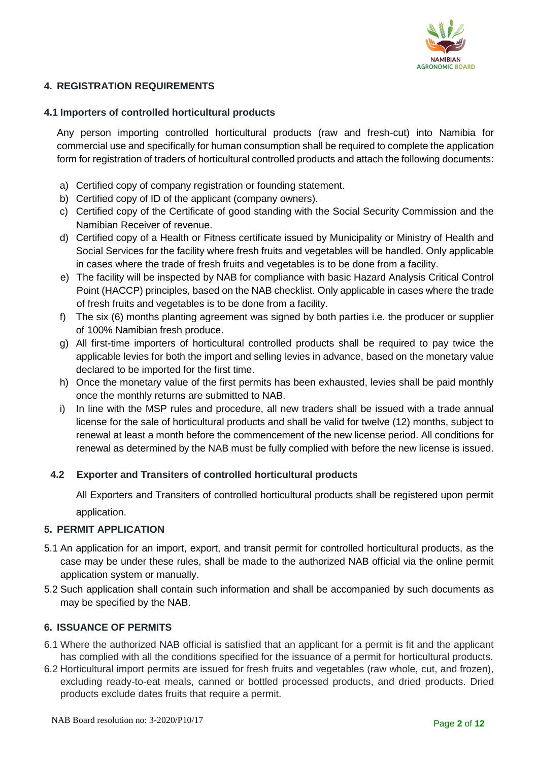## 4. REGISTRATION REQUIREMENTS

### 4.1 Importers of controlled horticultural products

Any person importing controlled horticultural products (raw and fresh-cut) into Namibia for commercial use and specifically for human consumption shall be required to complete the application form for registration of traders of horticultural controlled products and attach the following documents:

a) Certified copy of company registration or founding statement.
b) Certified copy of ID of the applicant (company owners).
c) Certified copy of the Certificate of good standing with the Social Security Commission and the Namibian Receiver of revenue.
d) Certified copy of a Health or Fitness certificate issued by Municipality or Ministry of Health and Social Services for the facility where fresh fruits and vegetables will be handled. Only applicable in cases where the trade of fresh fruits and vegetables is to be done from a facility.
e) The facility will be inspected by NAB for compliance with basic Hazard Analysis Critical Control Point (HACCP) principles, based on the NAB checklist. Only applicable in cases where the trade of fresh fruits and vegetables is to be done from a facility.
f) The six (6) months planting agreement was signed by both parties i.e. the producer or supplier of 100% Namibian fresh produce.
g) All first-time importers of horticultural controlled products shall be required to pay twice the applicable levies for both the import and selling levies in advance, based on the monetary value declared to be imported for the first time.
h) Once the monetary value of the first permits has been exhausted, levies shall be paid monthly once the monthly returns are submitted to NAB.
i) In line with the MSP rules and procedure, all new traders shall be issued with a trade annual license for the sale of horticultural products and shall be valid for twelve (12) months, subject to renewal at least a month before the commencement of the new license period. All conditions for renewal as determined by the NAB must be fully complied with before the new license is issued.

### 4.2 Exporter and Transiters of controlled horticultural products

All Exporters and Transiters of controlled horticultural products shall be registered upon permit application.

## 5. PERMIT APPLICATION

5.1 An application for an import, export, and transit permit for controlled horticultural products, as the case may be under these rules, shall be made to the authorized NAB official via the online permit application system or manually.

5.2 Such application shall contain such information and shall be accompanied by such documents as may be specified by the NAB.

## 6. ISSUANCE OF PERMITS

6.1 Where the authorized NAB official is satisfied that an applicant for a permit is fit and the applicant has complied with all the conditions specified for the issuance of a permit for horticultural products.

6.2 Horticultural import permits are issued for fresh fruits and vegetables (raw whole, cut, and frozen), excluding ready-to-eat meals, canned or bottled processed products, and dried products. Dried products exclude dates fruits that require a permit.

NAB Board resolution no: 3-2020/P10/17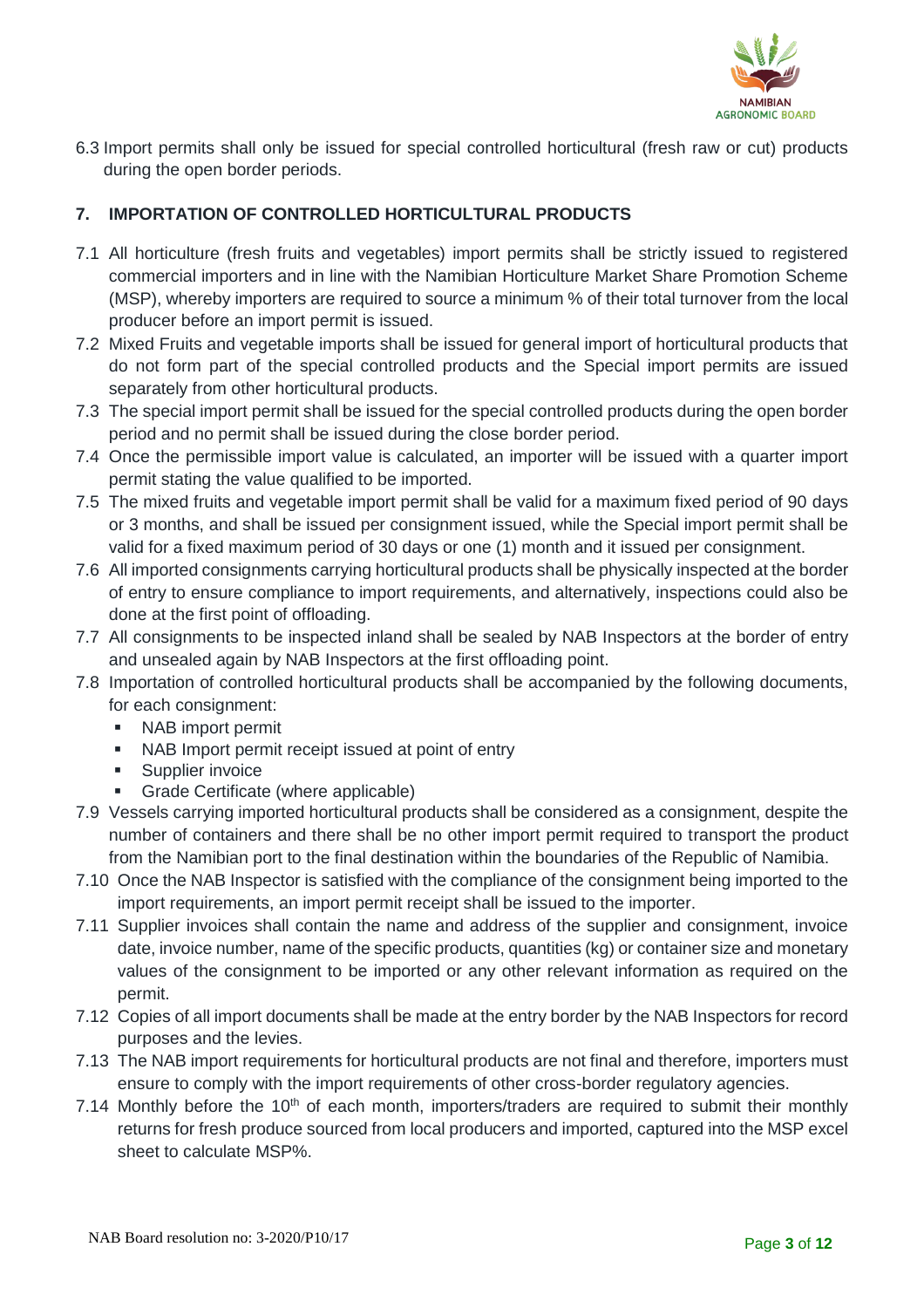6.3 Import permits shall only be issued for special controlled horticultural (fresh raw or cut) products during the open border periods.

## 7. IMPORTATION OF CONTROLLED HORTICULTURAL PRODUCTS

7.1 All horticulture (fresh fruits and vegetables) import permits shall be strictly issued to registered commercial importers and in line with the Namibian Horticulture Market Share Promotion Scheme (MSP), whereby importers are required to source a minimum % of their total turnover from the local producer before an import permit is issued.

7.2 Mixed Fruits and vegetable imports shall be issued for general import of horticultural products that do not form part of the special controlled products and the Special import permits are issued separately from other horticultural products.

7.3 The special import permit shall be issued for the special controlled products during the open border period and no permit shall be issued during the close border period.

7.4 Once the permissible import value is calculated, an importer will be issued with a quarter import permit stating the value qualified to be imported.

7.5 The mixed fruits and vegetable import permit shall be valid for a maximum fixed period of 90 days or 3 months, and shall be issued per consignment issued, while the Special import permit shall be valid for a fixed maximum period of 30 days or one (1) month and it issued per consignment.

7.6 All imported consignments carrying horticultural products shall be physically inspected at the border of entry to ensure compliance to import requirements, and alternatively, inspections could also be done at the first point of offloading.

7.7 All consignments to be inspected inland shall be sealed by NAB Inspectors at the border of entry and unsealed again by NAB Inspectors at the first offloading point.

7.8 Importation of controlled horticultural products shall be accompanied by the following documents, for each consignment:

- NAB import permit
- NAB Import permit receipt issued at point of entry
- Supplier invoice
- Grade Certificate (where applicable)

7.9 Vessels carrying imported horticultural products shall be considered as a consignment, despite the number of containers and there shall be no other import permit required to transport the product from the Namibian port to the final destination within the boundaries of the Republic of Namibia.

7.10 Once the NAB Inspector is satisfied with the compliance of the consignment being imported to the import requirements, an import permit receipt shall be issued to the importer.

7.11 Supplier invoices shall contain the name and address of the supplier and consignment, invoice date, invoice number, name of the specific products, quantities (kg) or container size and monetary values of the consignment to be imported or any other relevant information as required on the permit.

7.12 Copies of all import documents shall be made at the entry border by the NAB Inspectors for record purposes and the levies.

7.13 The NAB import requirements for horticultural products are not final and therefore, importers must ensure to comply with the import requirements of other cross-border regulatory agencies.

7.14 Monthly before the 10th of each month, importers/traders are required to submit their monthly returns for fresh produce sourced from local producers and imported, captured into the MSP excel sheet to calculate MSP%.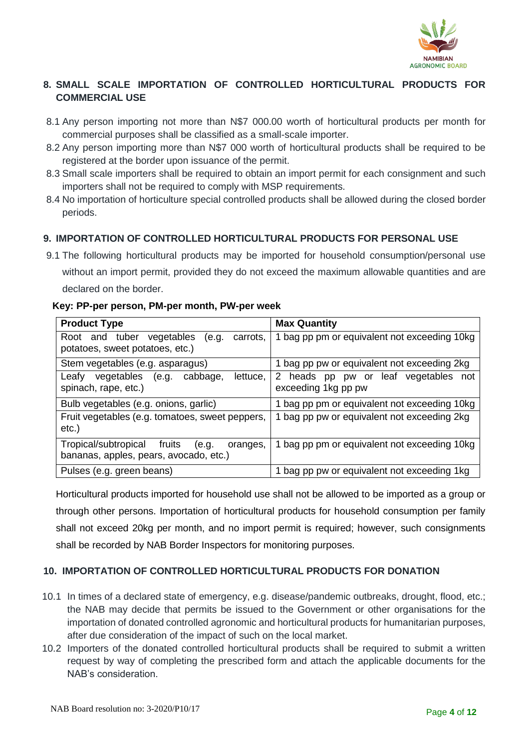## 8. SMALL SCALE IMPORTATION OF CONTROLLED HORTICULTURAL PRODUCTS FOR COMMERCIAL USE

8.1 Any person importing not more than N$7 000.00 worth of horticultural products per month for commercial purposes shall be classified as a small-scale importer.

8.2 Any person importing more than N$7 000 worth of horticultural products shall be required to be registered at the border upon issuance of the permit.

8.3 Small scale importers shall be required to obtain an import permit for each consignment and such importers shall not be required to comply with MSP requirements.

8.4 No importation of horticulture special controlled products shall be allowed during the closed border periods.

## 9. IMPORTATION OF CONTROLLED HORTICULTURAL PRODUCTS FOR PERSONAL USE

9.1 The following horticultural products may be imported for household consumption/personal use without an import permit, provided they do not exceed the maximum allowable quantities and are declared on the border.

**Key: PP-per person, PM-per month, PW-per week**

| Product Type | Max Quantity |
|---|---|
| Root and tuber vegetables (e.g. carrots, potatoes, sweet potatoes, etc.) | 1 bag pp pm or equivalent not exceeding 10kg |
| Stem vegetables (e.g. asparagus) | 1 bag pp pw or equivalent not exceeding 2kg |
| Leafy vegetables (e.g. cabbage, lettuce, spinach, rape, etc.) | 2 heads pp pw or leaf vegetables not exceeding 1kg pp pw |
| Bulb vegetables (e.g. onions, garlic) | 1 bag pp pm or equivalent not exceeding 10kg |
| Fruit vegetables (e.g. tomatoes, sweet peppers, etc.) | 1 bag pp pw or equivalent not exceeding 2kg |
| Tropical/subtropical fruits (e.g. oranges, bananas, apples, pears, avocado, etc.) | 1 bag pp pm or equivalent not exceeding 10kg |
| Pulses (e.g. green beans) | 1 bag pp pw or equivalent not exceeding 1kg |

Horticultural products imported for household use shall not be allowed to be imported as a group or through other persons. Importation of horticultural products for household consumption per family shall not exceed 20kg per month, and no import permit is required; however, such consignments shall be recorded by NAB Border Inspectors for monitoring purposes.

## 10. IMPORTATION OF CONTROLLED HORTICULTURAL PRODUCTS FOR DONATION

10.1 In times of a declared state of emergency, e.g. disease/pandemic outbreaks, drought, flood, etc.; the NAB may decide that permits be issued to the Government or other organisations for the importation of donated controlled agronomic and horticultural products for humanitarian purposes, after due consideration of the impact of such on the local market.

10.2 Importers of the donated controlled horticultural products shall be required to submit a written request by way of completing the prescribed form and attach the applicable documents for the NAB's consideration.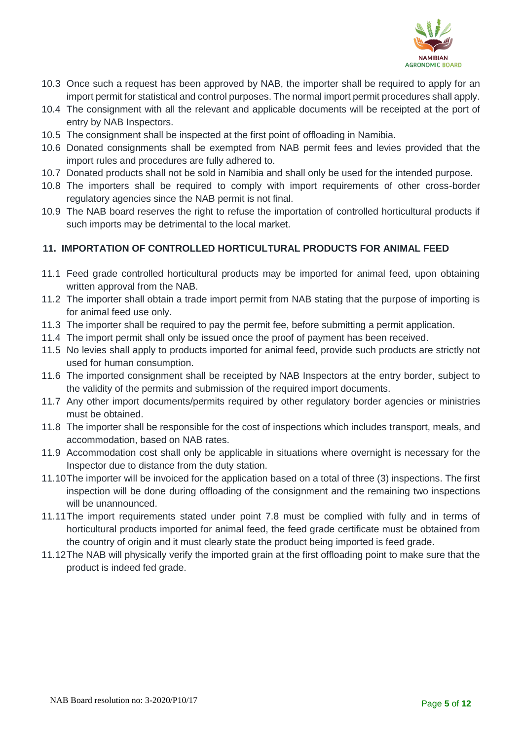10.3 Once such a request has been approved by NAB, the importer shall be required to apply for an import permit for statistical and control purposes. The normal import permit procedures shall apply.

10.4 The consignment with all the relevant and applicable documents will be receipted at the port of entry by NAB Inspectors.

10.5 The consignment shall be inspected at the first point of offloading in Namibia.

10.6 Donated consignments shall be exempted from NAB permit fees and levies provided that the import rules and procedures are fully adhered to.

10.7 Donated products shall not be sold in Namibia and shall only be used for the intended purpose.

10.8 The importers shall be required to comply with import requirements of other cross-border regulatory agencies since the NAB permit is not final.

10.9 The NAB board reserves the right to refuse the importation of controlled horticultural products if such imports may be detrimental to the local market.

## 11. IMPORTATION OF CONTROLLED HORTICULTURAL PRODUCTS FOR ANIMAL FEED

11.1 Feed grade controlled horticultural products may be imported for animal feed, upon obtaining written approval from the NAB.

11.2 The importer shall obtain a trade import permit from NAB stating that the purpose of importing is for animal feed use only.

11.3 The importer shall be required to pay the permit fee, before submitting a permit application.

11.4 The import permit shall only be issued once the proof of payment has been received.

11.5 No levies shall apply to products imported for animal feed, provide such products are strictly not used for human consumption.

11.6 The imported consignment shall be receipted by NAB Inspectors at the entry border, subject to the validity of the permits and submission of the required import documents.

11.7 Any other import documents/permits required by other regulatory border agencies or ministries must be obtained.

11.8 The importer shall be responsible for the cost of inspections which includes transport, meals, and accommodation, based on NAB rates.

11.9 Accommodation cost shall only be applicable in situations where overnight is necessary for the Inspector due to distance from the duty station.

11.10 The importer will be invoiced for the application based on a total of three (3) inspections. The first inspection will be done during offloading of the consignment and the remaining two inspections will be unannounced.

11.11 The import requirements stated under point 7.8 must be complied with fully and in terms of horticultural products imported for animal feed, the feed grade certificate must be obtained from the country of origin and it must clearly state the product being imported is feed grade.

11.12 The NAB will physically verify the imported grain at the first offloading point to make sure that the product is indeed fed grade.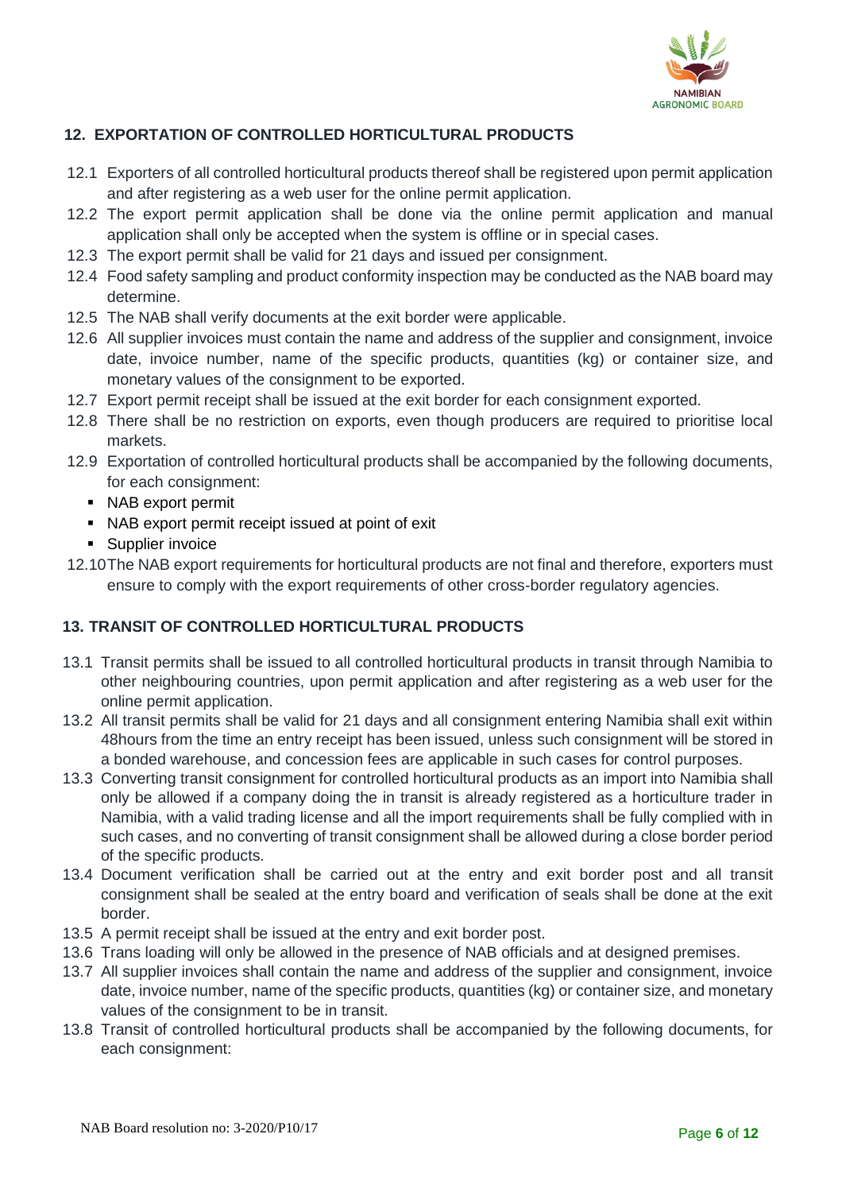## 12. EXPORTATION OF CONTROLLED HORTICULTURAL PRODUCTS

12.1 Exporters of all controlled horticultural products thereof shall be registered upon permit application and after registering as a web user for the online permit application.

12.2 The export permit application shall be done via the online permit application and manual application shall only be accepted when the system is offline or in special cases.

12.3 The export permit shall be valid for 21 days and issued per consignment.

12.4 Food safety sampling and product conformity inspection may be conducted as the NAB board may determine.

12.5 The NAB shall verify documents at the exit border were applicable.

12.6 All supplier invoices must contain the name and address of the supplier and consignment, invoice date, invoice number, name of the specific products, quantities (kg) or container size, and monetary values of the consignment to be exported.

12.7 Export permit receipt shall be issued at the exit border for each consignment exported.

12.8 There shall be no restriction on exports, even though producers are required to prioritise local markets.

12.9 Exportation of controlled horticultural products shall be accompanied by the following documents, for each consignment:

- NAB export permit
- NAB export permit receipt issued at point of exit
- Supplier invoice

12.10 The NAB export requirements for horticultural products are not final and therefore, exporters must ensure to comply with the export requirements of other cross-border regulatory agencies.

## 13. TRANSIT OF CONTROLLED HORTICULTURAL PRODUCTS

13.1 Transit permits shall be issued to all controlled horticultural products in transit through Namibia to other neighbouring countries, upon permit application and after registering as a web user for the online permit application.

13.2 All transit permits shall be valid for 21 days and all consignment entering Namibia shall exit within 48hours from the time an entry receipt has been issued, unless such consignment will be stored in a bonded warehouse, and concession fees are applicable in such cases for control purposes.

13.3 Converting transit consignment for controlled horticultural products as an import into Namibia shall only be allowed if a company doing the in transit is already registered as a horticulture trader in Namibia, with a valid trading license and all the import requirements shall be fully complied with in such cases, and no converting of transit consignment shall be allowed during a close border period of the specific products.

13.4 Document verification shall be carried out at the entry and exit border post and all transit consignment shall be sealed at the entry board and verification of seals shall be done at the exit border.

13.5 A permit receipt shall be issued at the entry and exit border post.

13.6 Trans loading will only be allowed in the presence of NAB officials and at designed premises.

13.7 All supplier invoices shall contain the name and address of the supplier and consignment, invoice date, invoice number, name of the specific products, quantities (kg) or container size, and monetary values of the consignment to be in transit.

13.8 Transit of controlled horticultural products shall be accompanied by the following documents, for each consignment:

NAB Board resolution no: 3-2020/P10/17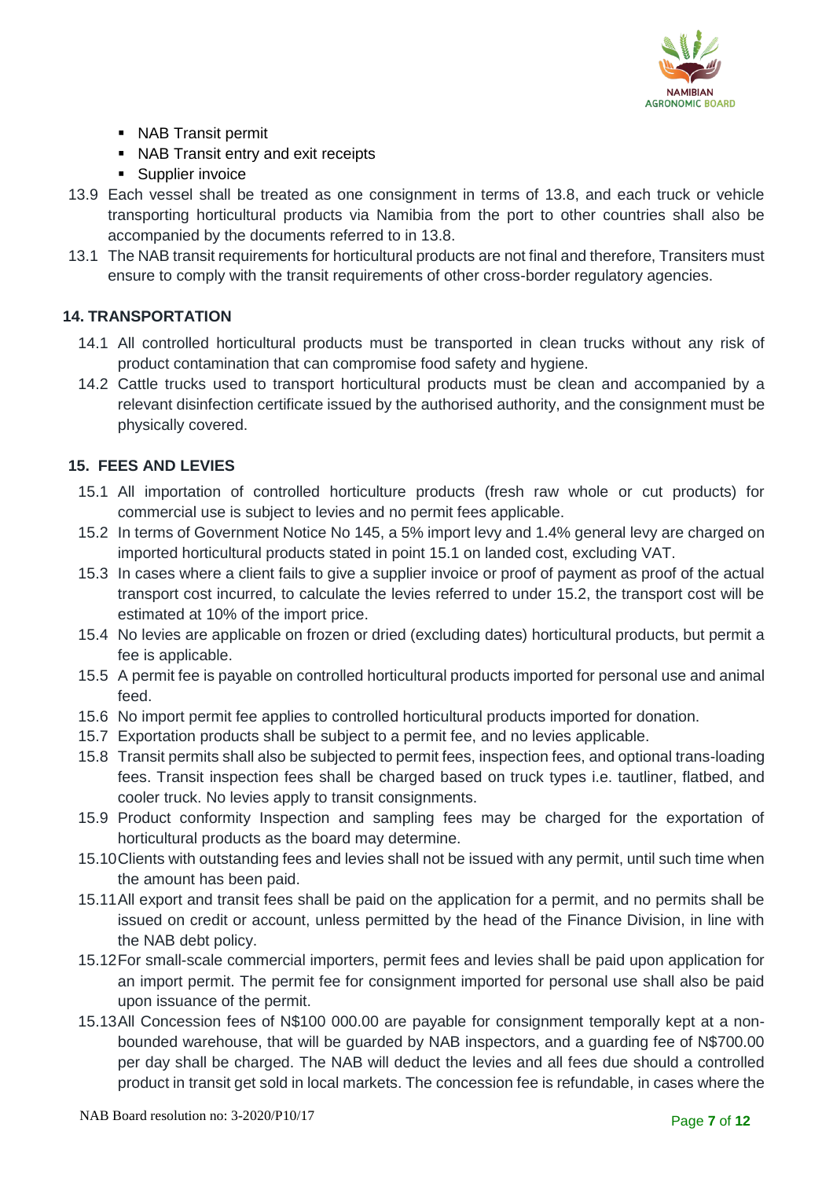- NAB Transit permit
- NAB Transit entry and exit receipts
- Supplier invoice

13.9 Each vessel shall be treated as one consignment in terms of 13.8, and each truck or vehicle transporting horticultural products via Namibia from the port to other countries shall also be accompanied by the documents referred to in 13.8.

13.1 The NAB transit requirements for horticultural products are not final and therefore, Transiters must ensure to comply with the transit requirements of other cross-border regulatory agencies.

## 14. TRANSPORTATION

14.1 All controlled horticultural products must be transported in clean trucks without any risk of product contamination that can compromise food safety and hygiene.

14.2 Cattle trucks used to transport horticultural products must be clean and accompanied by a relevant disinfection certificate issued by the authorised authority, and the consignment must be physically covered.

## 15. FEES AND LEVIES

15.1 All importation of controlled horticulture products (fresh raw whole or cut products) for commercial use is subject to levies and no permit fees applicable.

15.2 In terms of Government Notice No 145, a 5% import levy and 1.4% general levy are charged on imported horticultural products stated in point 15.1 on landed cost, excluding VAT.

15.3 In cases where a client fails to give a supplier invoice or proof of payment as proof of the actual transport cost incurred, to calculate the levies referred to under 15.2, the transport cost will be estimated at 10% of the import price.

15.4 No levies are applicable on frozen or dried (excluding dates) horticultural products, but permit a fee is applicable.

15.5 A permit fee is payable on controlled horticultural products imported for personal use and animal feed.

15.6 No import permit fee applies to controlled horticultural products imported for donation.

15.7 Exportation products shall be subject to a permit fee, and no levies applicable.

15.8 Transit permits shall also be subjected to permit fees, inspection fees, and optional trans-loading fees. Transit inspection fees shall be charged based on truck types i.e. tautliner, flatbed, and cooler truck. No levies apply to transit consignments.

15.9 Product conformity Inspection and sampling fees may be charged for the exportation of horticultural products as the board may determine.

15.10 Clients with outstanding fees and levies shall not be issued with any permit, until such time when the amount has been paid.

15.11 All export and transit fees shall be paid on the application for a permit, and no permits shall be issued on credit or account, unless permitted by the head of the Finance Division, in line with the NAB debt policy.

15.12 For small-scale commercial importers, permit fees and levies shall be paid upon application for an import permit. The permit fee for consignment imported for personal use shall also be paid upon issuance of the permit.

15.13 All Concession fees of N$100 000.00 are payable for consignment temporally kept at a non-bounded warehouse, that will be guarded by NAB inspectors, and a guarding fee of N$700.00 per day shall be charged. The NAB will deduct the levies and all fees due should a controlled product in transit get sold in local markets. The concession fee is refundable, in cases where the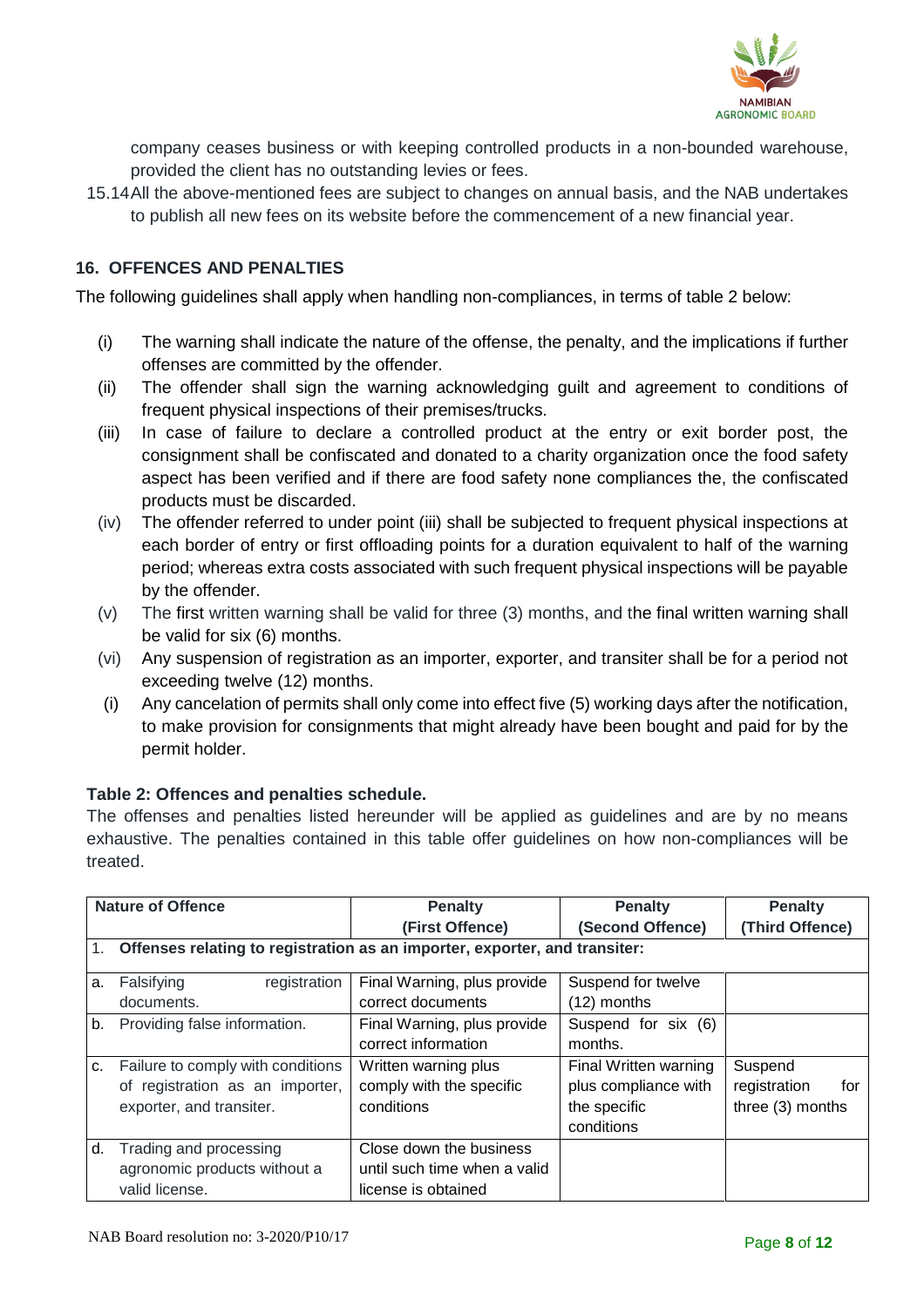company ceases business or with keeping controlled products in a non-bounded warehouse, provided the client has no outstanding levies or fees.

15.14 All the above-mentioned fees are subject to changes on annual basis, and the NAB undertakes to publish all new fees on its website before the commencement of a new financial year.

## 16. OFFENCES AND PENALTIES

The following guidelines shall apply when handling non-compliances, in terms of table 2 below:

(i) The warning shall indicate the nature of the offense, the penalty, and the implications if further offenses are committed by the offender.

(ii) The offender shall sign the warning acknowledging guilt and agreement to conditions of frequent physical inspections of their premises/trucks.

(iii) In case of failure to declare a controlled product at the entry or exit border post, the consignment shall be confiscated and donated to a charity organization once the food safety aspect has been verified and if there are food safety none compliances the, the confiscated products must be discarded.

(iv) The offender referred to under point (iii) shall be subjected to frequent physical inspections at each border of entry or first offloading points for a duration equivalent to half of the warning period; whereas extra costs associated with such frequent physical inspections will be payable by the offender.

(v) The first written warning shall be valid for three (3) months, and the final written warning shall be valid for six (6) months.

(vi) Any suspension of registration as an importer, exporter, and transiter shall be for a period not exceeding twelve (12) months.

(i) Any cancelation of permits shall only come into effect five (5) working days after the notification, to make provision for consignments that might already have been bought and paid for by the permit holder.

**Table 2: Offences and penalties schedule.**

The offenses and penalties listed hereunder will be applied as guidelines and are by no means exhaustive. The penalties contained in this table offer guidelines on how non-compliances will be treated.

| | Nature of Offence | Penalty (First Offence) | Penalty (Second Offence) | Penalty (Third Offence) |
|---|---|---|---|---|
| 1. | **Offenses relating to registration as an importer, exporter, and transiter:** | | | |
| a. | Falsifying registration documents. | Final Warning, plus provide correct documents | Suspend for twelve (12) months | |
| b. | Providing false information. | Final Warning, plus provide correct information | Suspend for six (6) months. | |
| c. | Failure to comply with conditions of registration as an importer, exporter, and transiter. | Written warning plus comply with the specific conditions | Final Written warning plus compliance with the specific conditions | Suspend registration for three (3) months |
| d. | Trading and processing agronomic products without a valid license. | Close down the business until such time when a valid license is obtained | | |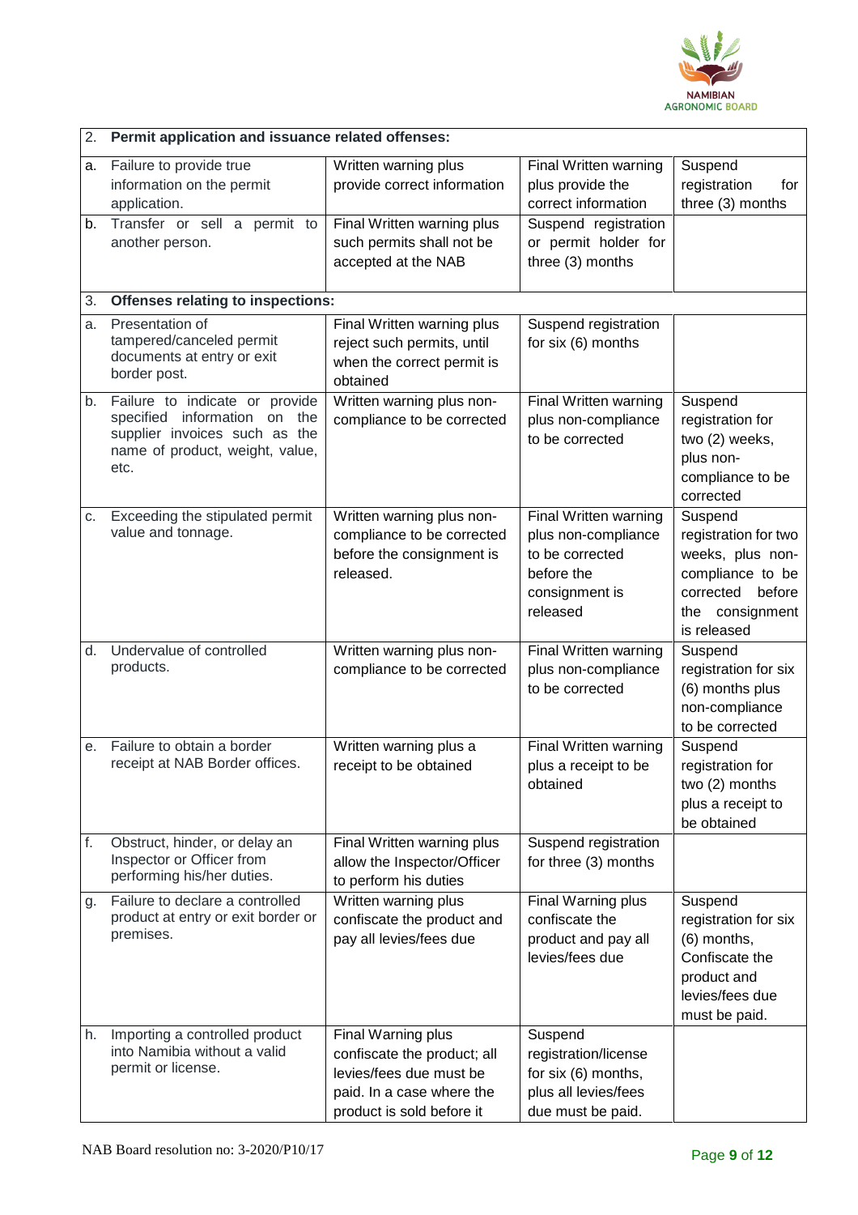| 2. | **Permit application and issuance related offenses:** | | | |
|---|---|---|---|---|
| a. | Failure to provide true information on the permit application. | Written warning plus provide correct information | Final Written warning plus provide the correct information | Suspend registration for three (3) months |
| b. | Transfer or sell a permit to another person. | Final Written warning plus such permits shall not be accepted at the NAB | Suspend registration or permit holder for three (3) months | |
| 3. | **Offenses relating to inspections:** | | | |
| a. | Presentation of tampered/canceled permit documents at entry or exit border post. | Final Written warning plus reject such permits, until when the correct permit is obtained | Suspend registration for six (6) months | |
| b. | Failure to indicate or provide specified information on the supplier invoices such as the name of product, weight, value, etc. | Written warning plus non-compliance to be corrected | Final Written warning plus non-compliance to be corrected | Suspend registration for two (2) weeks, plus non-compliance to be corrected |
| c. | Exceeding the stipulated permit value and tonnage. | Written warning plus non-compliance to be corrected before the consignment is released. | Final Written warning plus non-compliance to be corrected before the consignment is released | Suspend registration for two weeks, plus non-compliance to be corrected before the consignment is released |
| d. | Undervalue of controlled products. | Written warning plus non-compliance to be corrected | Final Written warning plus non-compliance to be corrected | Suspend registration for six (6) months plus non-compliance to be corrected |
| e. | Failure to obtain a border receipt at NAB Border offices. | Written warning plus a receipt to be obtained | Final Written warning plus a receipt to be obtained | Suspend registration for two (2) months plus a receipt to be obtained |
| f. | Obstruct, hinder, or delay an Inspector or Officer from performing his/her duties. | Final Written warning plus allow the Inspector/Officer to perform his duties | Suspend registration for three (3) months | |
| g. | Failure to declare a controlled product at entry or exit border or premises. | Written warning plus confiscate the product and pay all levies/fees due | Final Warning plus confiscate the product and pay all levies/fees due | Suspend registration for six (6) months, Confiscate the product and levies/fees due must be paid. |
| h. | Importing a controlled product into Namibia without a valid permit or license. | Final Warning plus confiscate the product; all levies/fees due must be paid. In a case where the product is sold before it | Suspend registration/license for six (6) months, plus all levies/fees due must be paid. | |

NAB Board resolution no: 3-2020/P10/17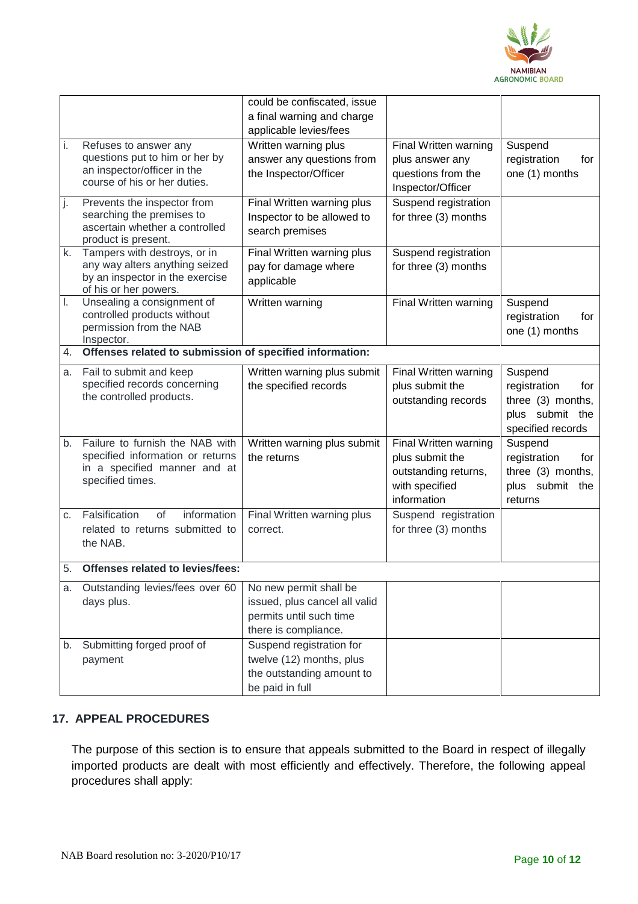| | | | | |
|---|---|---|---|---|
| | | could be confiscated, issue a final warning and charge applicable levies/fees | | |
| i. | Refuses to answer any questions put to him or her by an inspector/officer in the course of his or her duties. | Written warning plus answer any questions from the Inspector/Officer | Final Written warning plus answer any questions from the Inspector/Officer | Suspend registration for one (1) months |
| j. | Prevents the inspector from searching the premises to ascertain whether a controlled product is present. | Final Written warning plus Inspector to be allowed to search premises | Suspend registration for three (3) months | |
| k. | Tampers with destroys, or in any way alters anything seized by an inspector in the exercise of his or her powers. | Final Written warning plus pay for damage where applicable | Suspend registration for three (3) months | |
| l. | Unsealing a consignment of controlled products without permission from the NAB Inspector. | Written warning | Final Written warning | Suspend registration for one (1) months |
| 4. | **Offenses related to submission of specified information:** | | | |
| a. | Fail to submit and keep specified records concerning the controlled products. | Written warning plus submit the specified records | Final Written warning plus submit the outstanding records | Suspend registration for three (3) months, plus submit the specified records |
| b. | Failure to furnish the NAB with specified information or returns in a specified manner and at specified times. | Written warning plus submit the returns | Final Written warning plus submit the outstanding returns, with specified information | Suspend registration for three (3) months, plus submit the returns |
| c. | Falsification of information related to returns submitted to the NAB. | Final Written warning plus correct. | Suspend registration for three (3) months | |
| 5. | **Offenses related to levies/fees:** | | | |
| a. | Outstanding levies/fees over 60 days plus. | No new permit shall be issued, plus cancel all valid permits until such time there is compliance. | | |
| b. | Submitting forged proof of payment | Suspend registration for twelve (12) months, plus the outstanding amount to be paid in full | | |

## 17. APPEAL PROCEDURES

The purpose of this section is to ensure that appeals submitted to the Board in respect of illegally imported products are dealt with most efficiently and effectively. Therefore, the following appeal procedures shall apply:

NAB Board resolution no: 3-2020/P10/17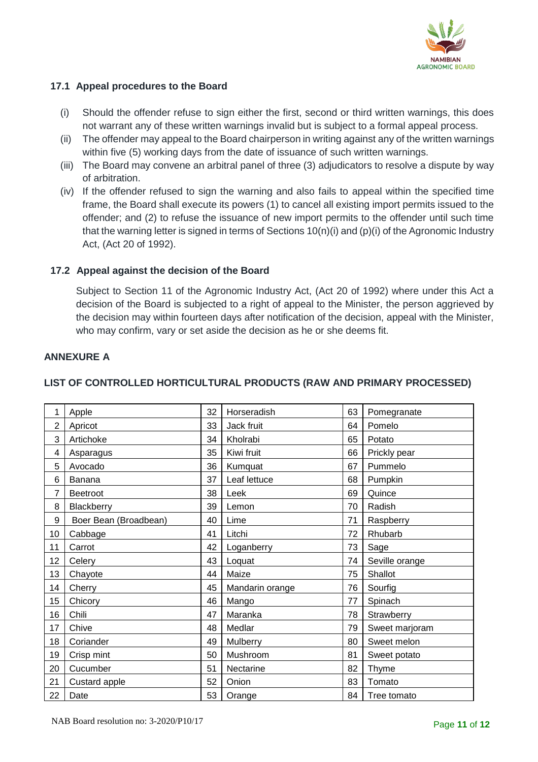### 17.1 Appeal procedures to the Board

(i) Should the offender refuse to sign either the first, second or third written warnings, this does not warrant any of these written warnings invalid but is subject to a formal appeal process.

(ii) The offender may appeal to the Board chairperson in writing against any of the written warnings within five (5) working days from the date of issuance of such written warnings.

(iii) The Board may convene an arbitral panel of three (3) adjudicators to resolve a dispute by way of arbitration.

(iv) If the offender refused to sign the warning and also fails to appeal within the specified time frame, the Board shall execute its powers (1) to cancel all existing import permits issued to the offender; and (2) to refuse the issuance of new import permits to the offender until such time that the warning letter is signed in terms of Sections 10(n)(i) and (p)(i) of the Agronomic Industry Act, (Act 20 of 1992).

### 17.2 Appeal against the decision of the Board

Subject to Section 11 of the Agronomic Industry Act, (Act 20 of 1992) where under this Act a decision of the Board is subjected to a right of appeal to the Minister, the person aggrieved by the decision may within fourteen days after notification of the decision, appeal with the Minister, who may confirm, vary or set aside the decision as he or she deems fit.

## ANNEXURE A

## LIST OF CONTROLLED HORTICULTURAL PRODUCTS (RAW AND PRIMARY PROCESSED)

| | | | | | |
|---|---|---|---|---|---|
| 1 | Apple | 32 | Horseradish | 63 | Pomegranate |
| 2 | Apricot | 33 | Jack fruit | 64 | Pomelo |
| 3 | Artichoke | 34 | Kholrabi | 65 | Potato |
| 4 | Asparagus | 35 | Kiwi fruit | 66 | Prickly pear |
| 5 | Avocado | 36 | Kumquat | 67 | Pummelo |
| 6 | Banana | 37 | Leaf lettuce | 68 | Pumpkin |
| 7 | Beetroot | 38 | Leek | 69 | Quince |
| 8 | Blackberry | 39 | Lemon | 70 | Radish |
| 9 | Boer Bean (Broadbean) | 40 | Lime | 71 | Raspberry |
| 10 | Cabbage | 41 | Litchi | 72 | Rhubarb |
| 11 | Carrot | 42 | Loganberry | 73 | Sage |
| 12 | Celery | 43 | Loquat | 74 | Seville orange |
| 13 | Chayote | 44 | Maize | 75 | Shallot |
| 14 | Cherry | 45 | Mandarin orange | 76 | Sourfig |
| 15 | Chicory | 46 | Mango | 77 | Spinach |
| 16 | Chili | 47 | Maranka | 78 | Strawberry |
| 17 | Chive | 48 | Medlar | 79 | Sweet marjoram |
| 18 | Coriander | 49 | Mulberry | 80 | Sweet melon |
| 19 | Crisp mint | 50 | Mushroom | 81 | Sweet potato |
| 20 | Cucumber | 51 | Nectarine | 82 | Thyme |
| 21 | Custard apple | 52 | Onion | 83 | Tomato |
| 22 | Date | 53 | Orange | 84 | Tree tomato |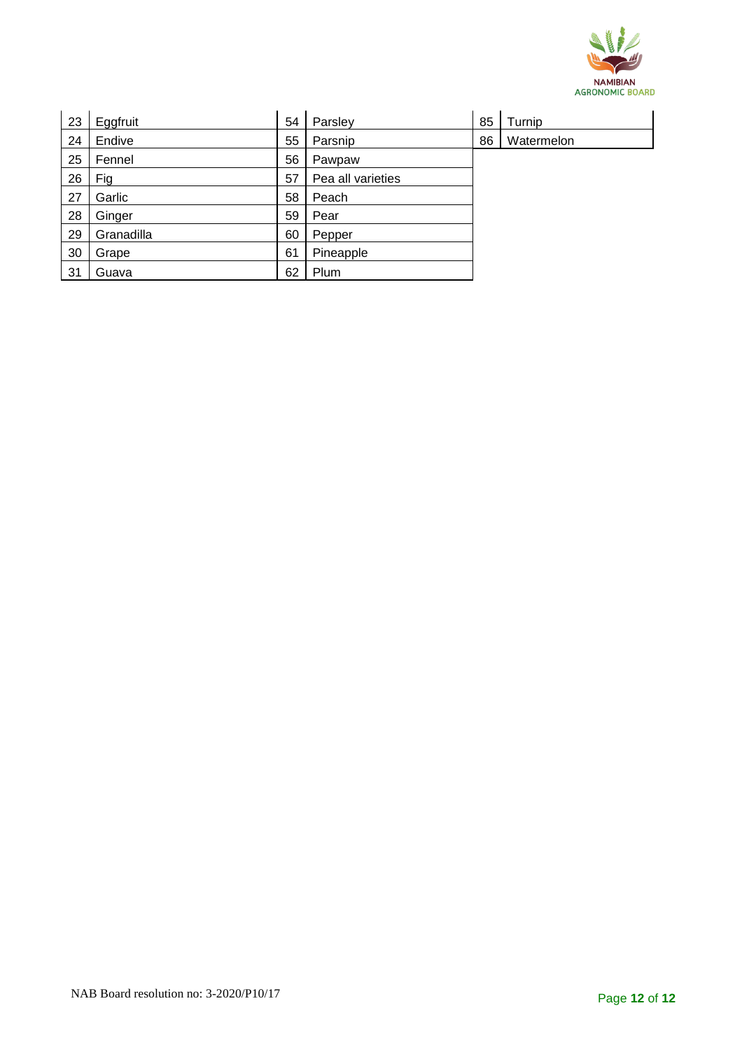| | | | | | |
|---|---|---|---|---|---|
| 23 | Eggfruit | 54 | Parsley | 85 | Turnip |
| 24 | Endive | 55 | Parsnip | 86 | Watermelon |
| 25 | Fennel | 56 | Pawpaw | | |
| 26 | Fig | 57 | Pea all varieties | | |
| 27 | Garlic | 58 | Peach | | |
| 28 | Ginger | 59 | Pear | | |
| 29 | Granadilla | 60 | Pepper | | |
| 30 | Grape | 61 | Pineapple | | |
| 31 | Guava | 62 | Plum | | |

NAB Board resolution no: 3-2020/P10/17